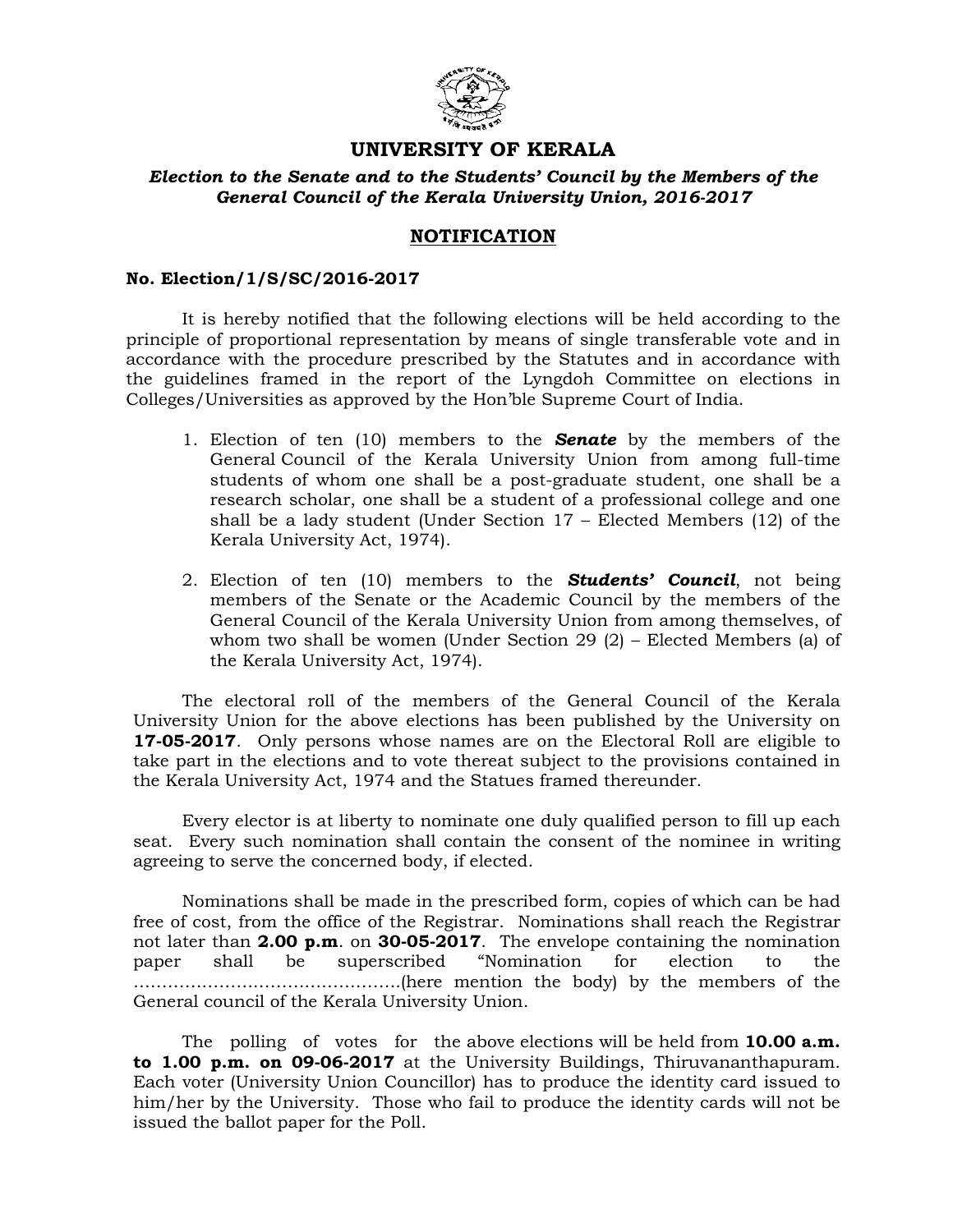# UNIVERSITY OF KERALA

***Election to the Senate and to the Students' Council by the Members of the General Council of the Kerala University Union, 2016-2017***

## NOTIFICATION

**No. Election/1/S/SC/2016-2017**

It is hereby notified that the following elections will be held according to the principle of proportional representation by means of single transferable vote and in accordance with the procedure prescribed by the Statutes and in accordance with the guidelines framed in the report of the Lyngdoh Committee on elections in Colleges/Universities as approved by the Hon'ble Supreme Court of India.

1. Election of ten (10) members to the ***Senate*** by the members of the General Council of the Kerala University Union from among full-time students of whom one shall be a post-graduate student, one shall be a research scholar, one shall be a student of a professional college and one shall be a lady student (Under Section 17 – Elected Members (12) of the Kerala University Act, 1974).

2. Election of ten (10) members to the ***Students' Council***, not being members of the Senate or the Academic Council by the members of the General Council of the Kerala University Union from among themselves, of whom two shall be women (Under Section 29 (2) – Elected Members (a) of the Kerala University Act, 1974).

The electoral roll of the members of the General Council of the Kerala University Union for the above elections has been published by the University on **17-05-2017**. Only persons whose names are on the Electoral Roll are eligible to take part in the elections and to vote thereat subject to the provisions contained in the Kerala University Act, 1974 and the Statues framed thereunder.

Every elector is at liberty to nominate one duly qualified person to fill up each seat. Every such nomination shall contain the consent of the nominee in writing agreeing to serve the concerned body, if elected.

Nominations shall be made in the prescribed form, copies of which can be had free of cost, from the office of the Registrar. Nominations shall reach the Registrar not later than **2.00 p.m**. on **30-05-2017**. The envelope containing the nomination paper shall be superscribed "Nomination for election to the ……………………………………….(here mention the body) by the members of the General council of the Kerala University Union.

The polling of votes for the above elections will be held from **10.00 a.m. to 1.00 p.m. on 09-06-2017** at the University Buildings, Thiruvananthapuram. Each voter (University Union Councillor) has to produce the identity card issued to him/her by the University. Those who fail to produce the identity cards will not be issued the ballot paper for the Poll.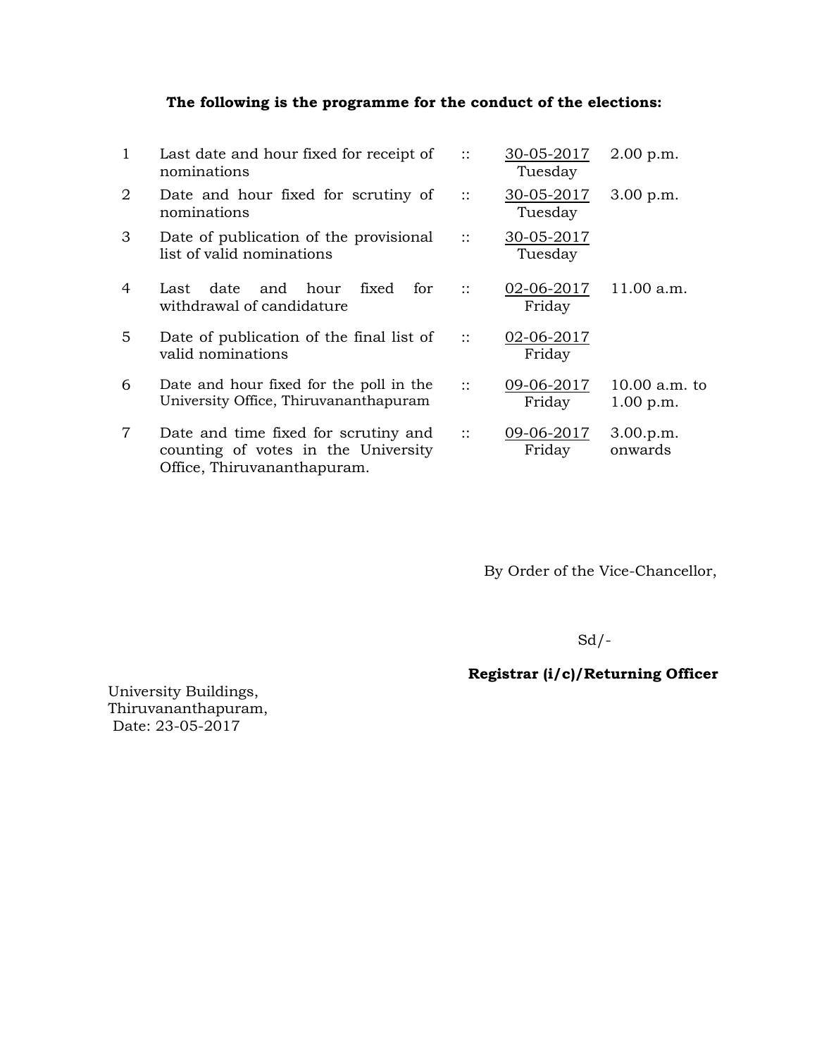**The following is the programme for the conduct of the elections:**

| | | | | |
|---|---|---|---|---|
| 1 | Last date and hour fixed for receipt of nominations | :: | 30-05-2017 Tuesday | 2.00 p.m. |
| 2 | Date and hour fixed for scrutiny of nominations | :: | 30-05-2017 Tuesday | 3.00 p.m. |
| 3 | Date of publication of the provisional list of valid nominations | :: | 30-05-2017 Tuesday | |
| 4 | Last date and hour fixed for withdrawal of candidature | :: | 02-06-2017 Friday | 11.00 a.m. |
| 5 | Date of publication of the final list of valid nominations | :: | 02-06-2017 Friday | |
| 6 | Date and hour fixed for the poll in the University Office, Thiruvananthapuram | :: | 09-06-2017 Friday | 10.00 a.m. to 1.00 p.m. |
| 7 | Date and time fixed for scrutiny and counting of votes in the University Office, Thiruvananthapuram. | :: | 09-06-2017 Friday | 3.00.p.m. onwards |

By Order of the Vice-Chancellor,

Sd/-

**Registrar (i/c)/Returning Officer**

University Buildings,
Thiruvananthapuram,
Date: 23-05-2017